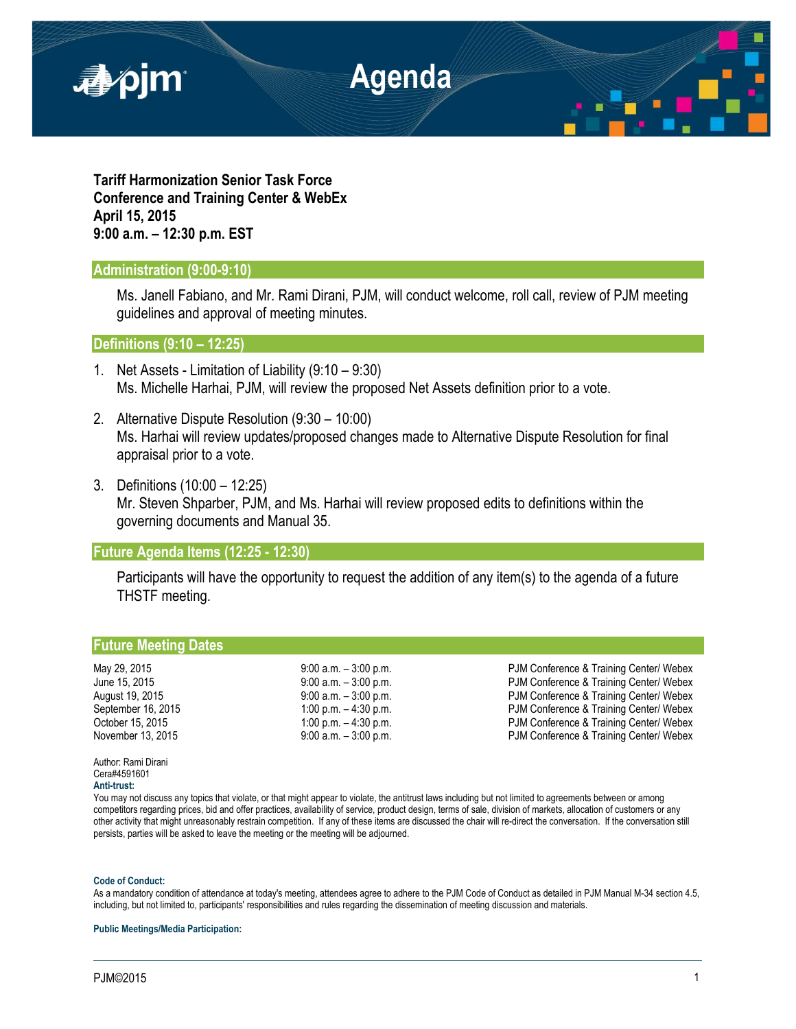# Agenda

**Tariff Harmonization Senior Task Force**
**Conference and Training Center & WebEx**
**April 15, 2015**
**9:00 a.m. – 12:30 p.m. EST**

## Administration (9:00-9:10)

Ms. Janell Fabiano, and Mr. Rami Dirani, PJM, will conduct welcome, roll call, review of PJM meeting guidelines and approval of meeting minutes.

## Definitions (9:10 – 12:25)

1. Net Assets - Limitation of Liability (9:10 – 9:30)
   Ms. Michelle Harhai, PJM, will review the proposed Net Assets definition prior to a vote.

2. Alternative Dispute Resolution (9:30 – 10:00)
   Ms. Harhai will review updates/proposed changes made to Alternative Dispute Resolution for final appraisal prior to a vote.

3. Definitions (10:00 – 12:25)
   Mr. Steven Shparber, PJM, and Ms. Harhai will review proposed edits to definitions within the governing documents and Manual 35.

## Future Agenda Items (12:25 - 12:30)

Participants will have the opportunity to request the addition of any item(s) to the agenda of a future THSTF meeting.

## Future Meeting Dates

| | | |
|---|---|---|
| May 29, 2015 | 9:00 a.m. – 3:00 p.m. | PJM Conference & Training Center/ Webex |
| June 15, 2015 | 9:00 a.m. – 3:00 p.m. | PJM Conference & Training Center/ Webex |
| August 19, 2015 | 9:00 a.m. – 3:00 p.m. | PJM Conference & Training Center/ Webex |
| September 16, 2015 | 1:00 p.m. – 4:30 p.m. | PJM Conference & Training Center/ Webex |
| October 15, 2015 | 1:00 p.m. – 4:30 p.m. | PJM Conference & Training Center/ Webex |
| November 13, 2015 | 9:00 a.m. – 3:00 p.m. | PJM Conference & Training Center/ Webex |

Author: Rami Dirani
Cera#4591601

**Anti-trust:**
You may not discuss any topics that violate, or that might appear to violate, the antitrust laws including but not limited to agreements between or among competitors regarding prices, bid and offer practices, availability of service, product design, terms of sale, division of markets, allocation of customers or any other activity that might unreasonably restrain competition. If any of these items are discussed the chair will re-direct the conversation. If the conversation still persists, parties will be asked to leave the meeting or the meeting will be adjourned.

**Code of Conduct:**
As a mandatory condition of attendance at today's meeting, attendees agree to adhere to the PJM Code of Conduct as detailed in PJM Manual M-34 section 4.5, including, but not limited to, participants' responsibilities and rules regarding the dissemination of meeting discussion and materials.

**Public Meetings/Media Participation:**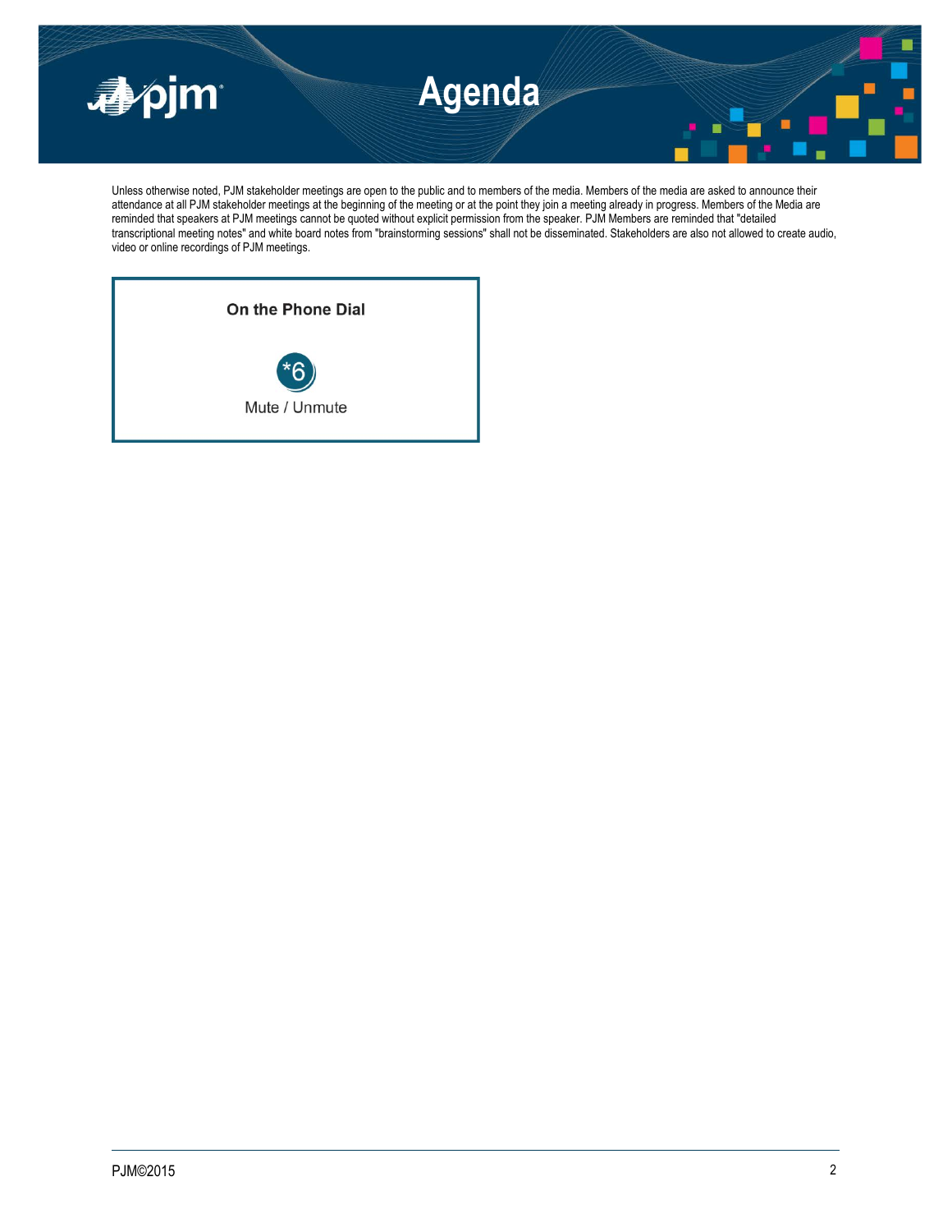# Agenda

Unless otherwise noted, PJM stakeholder meetings are open to the public and to members of the media. Members of the media are asked to announce their attendance at all PJM stakeholder meetings at the beginning of the meeting or at the point they join a meeting already in progress. Members of the Media are reminded that speakers at PJM meetings cannot be quoted without explicit permission from the speaker. PJM Members are reminded that "detailed transcriptional meeting notes" and white board notes from "brainstorming sessions" shall not be disseminated. Stakeholders are also not allowed to create audio, video or online recordings of PJM meetings.

**On the Phone Dial**

*6

Mute / Unmute